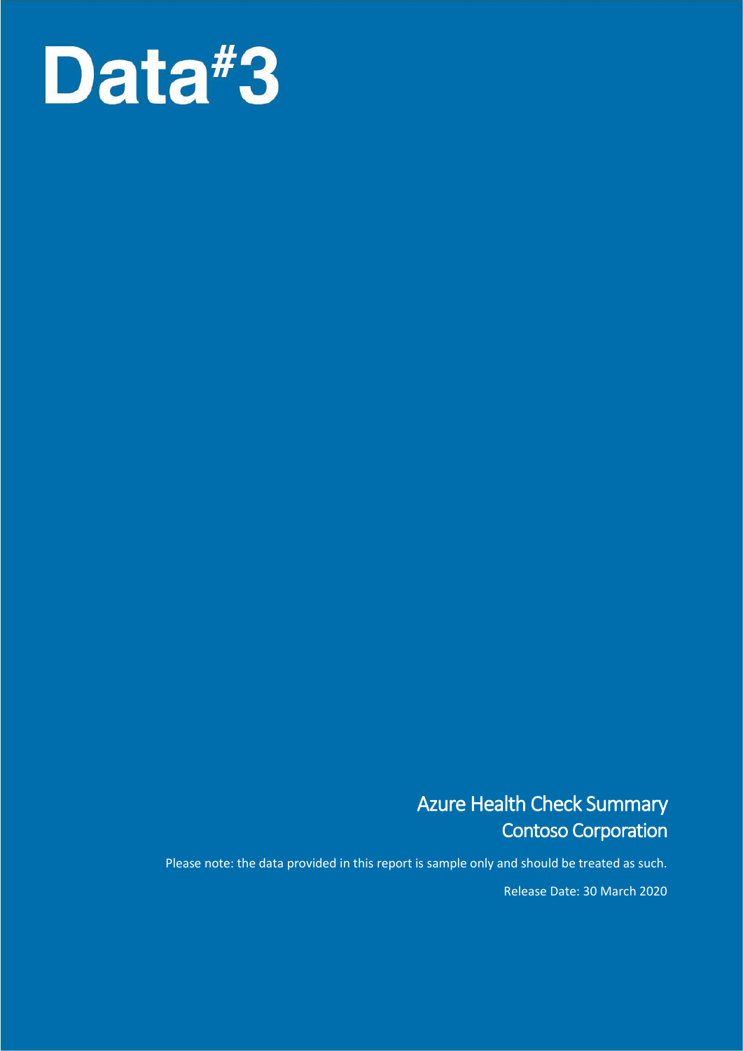# Data#3

## Azure Health Check Summary
## Contoso Corporation

Please note: the data provided in this report is sample only and should be treated as such.

Release Date: 30 March 2020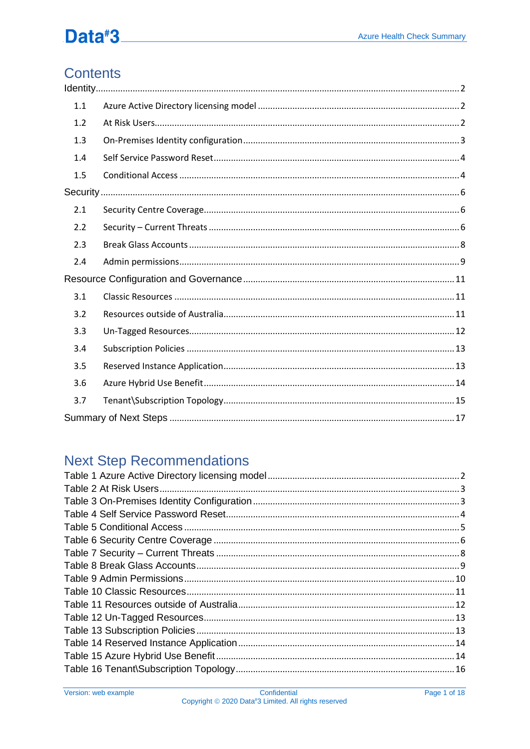# Contents

Identity.......................................................................................................................2

1.1 Azure Active Directory licensing model ..........................................................2

1.2 At Risk Users.....................................................................................................2

1.3 On-Premises Identity configuration...................................................................3

1.4 Self Service Password Reset.............................................................................4

1.5 Conditional Access ............................................................................................4

Security........................................................................................................................6

2.1 Security Centre Coverage..................................................................................6

2.2 Security – Current Threats .................................................................................6

2.3 Break Glass Accounts ........................................................................................8

2.4 Admin permissions.............................................................................................9

Resource Configuration and Governance ..................................................................11

3.1 Classic Resources ............................................................................................11

3.2 Resources outside of Australia.........................................................................11

3.3 Un-Tagged Resources.......................................................................................12

3.4 Subscription Policies ........................................................................................13

3.5 Reserved Instance Application.........................................................................13

3.6 Azure Hybrid Use Benefit..................................................................................14

3.7 Tenant\Subscription Topology...........................................................................15

Summary of Next Steps ..............................................................................................17

# Next Step Recommendations

Table 1 Azure Active Directory licensing model ............................................................2

Table 2 At Risk Users......................................................................................................3

Table 3 On-Premises Identity Configuration...................................................................3

Table 4 Self Service Password Reset..............................................................................4

Table 5 Conditional Access .............................................................................................5

Table 6 Security Centre Coverage ..................................................................................6

Table 7 Security – Current Threats .................................................................................8

Table 8 Break Glass Accounts........................................................................................9

Table 9 Admin Permissions...........................................................................................10

Table 10 Classic Resources..........................................................................................11

Table 11 Resources outside of Australia.......................................................................12

Table 12 Un-Tagged Resources....................................................................................13

Table 13 Subscription Policies ......................................................................................13

Table 14 Reserved Instance Application.......................................................................14

Table 15 Azure Hybrid Use Benefit ...............................................................................14

Table 16 Tenant\Subscription Topology.........................................................................16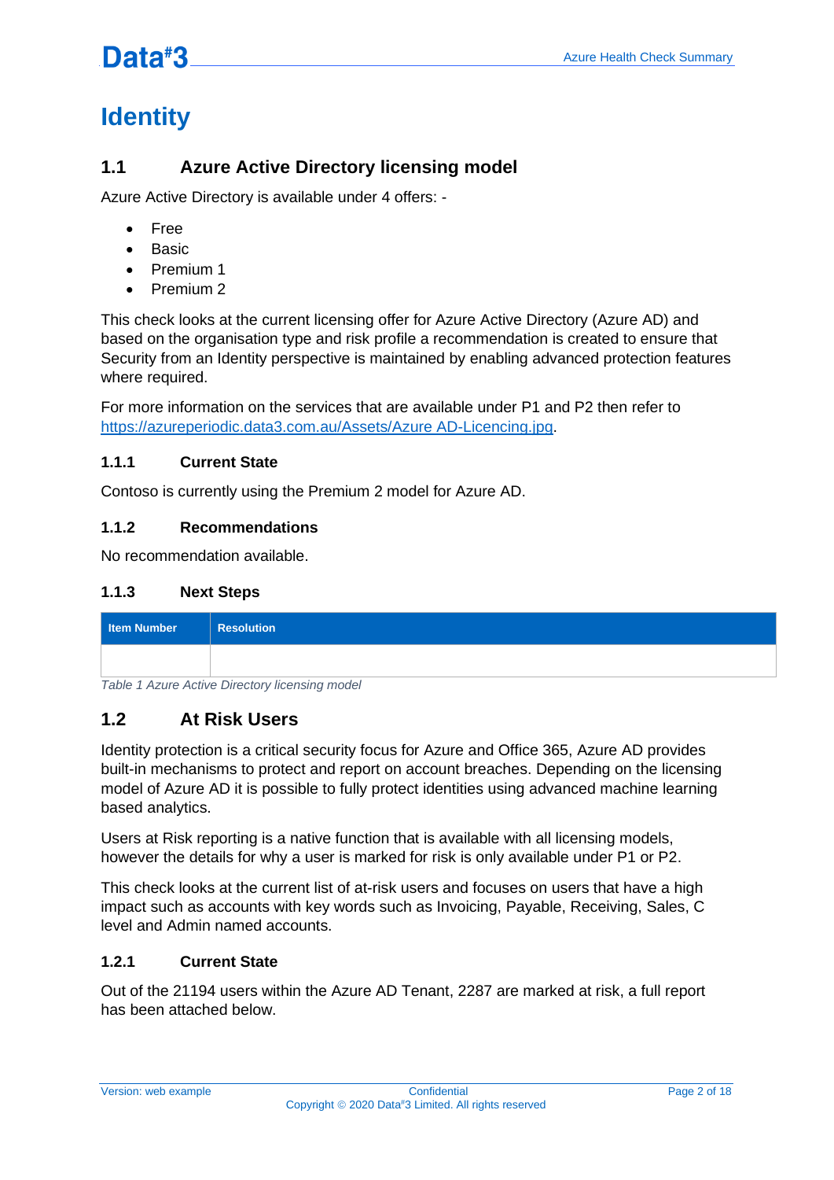# Identity

## 1.1 Azure Active Directory licensing model

Azure Active Directory is available under 4 offers: -

- Free
- Basic
- Premium 1
- Premium 2

This check looks at the current licensing offer for Azure Active Directory (Azure AD) and based on the organisation type and risk profile a recommendation is created to ensure that Security from an Identity perspective is maintained by enabling advanced protection features where required.

For more information on the services that are available under P1 and P2 then refer to https://azureperiodic.data3.com.au/Assets/Azure AD-Licencing.jpg.

### 1.1.1 Current State

Contoso is currently using the Premium 2 model for Azure AD.

### 1.1.2 Recommendations

No recommendation available.

### 1.1.3 Next Steps

| Item Number | Resolution |
|---|---|
| | |

*Table 1 Azure Active Directory licensing model*

## 1.2 At Risk Users

Identity protection is a critical security focus for Azure and Office 365, Azure AD provides built-in mechanisms to protect and report on account breaches. Depending on the licensing model of Azure AD it is possible to fully protect identities using advanced machine learning based analytics.

Users at Risk reporting is a native function that is available with all licensing models, however the details for why a user is marked for risk is only available under P1 or P2.

This check looks at the current list of at-risk users and focuses on users that have a high impact such as accounts with key words such as Invoicing, Payable, Receiving, Sales, C level and Admin named accounts.

### 1.2.1 Current State

Out of the 21194 users within the Azure AD Tenant, 2287 are marked at risk, a full report has been attached below.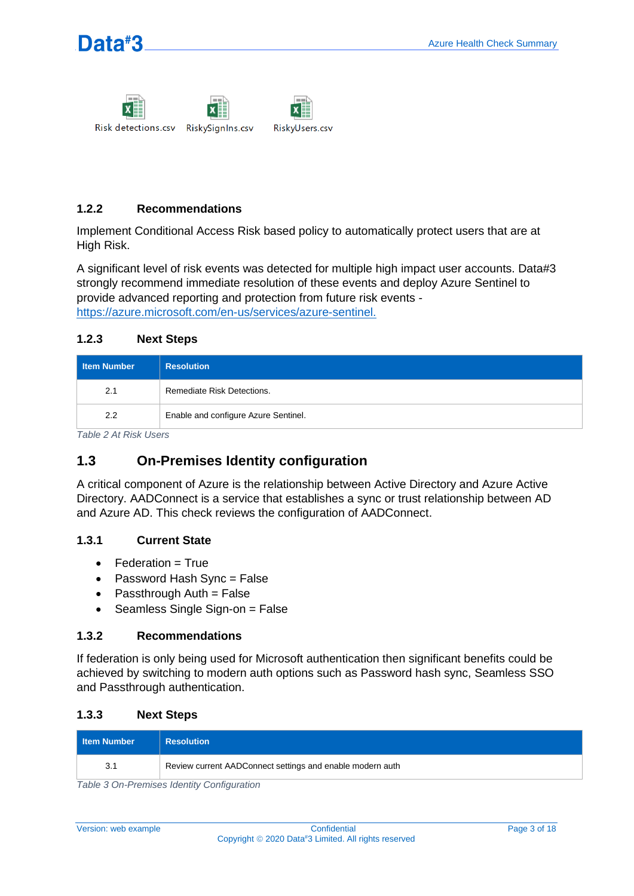Risk detections.csv RiskySignIns.csv RiskyUsers.csv

### 1.2.2 Recommendations

Implement Conditional Access Risk based policy to automatically protect users that are at High Risk.

A significant level of risk events was detected for multiple high impact user accounts. Data#3 strongly recommend immediate resolution of these events and deploy Azure Sentinel to provide advanced reporting and protection from future risk events - https://azure.microsoft.com/en-us/services/azure-sentinel.

### 1.2.3 Next Steps

| Item Number | Resolution |
|---|---|
| 2.1 | Remediate Risk Detections. |
| 2.2 | Enable and configure Azure Sentinel. |

*Table 2 At Risk Users*

## 1.3 On-Premises Identity configuration

A critical component of Azure is the relationship between Active Directory and Azure Active Directory. AADConnect is a service that establishes a sync or trust relationship between AD and Azure AD. This check reviews the configuration of AADConnect.

### 1.3.1 Current State

- Federation = True
- Password Hash Sync = False
- Passthrough Auth = False
- Seamless Single Sign-on = False

### 1.3.2 Recommendations

If federation is only being used for Microsoft authentication then significant benefits could be achieved by switching to modern auth options such as Password hash sync, Seamless SSO and Passthrough authentication.

### 1.3.3 Next Steps

| Item Number | Resolution |
|---|---|
| 3.1 | Review current AADConnect settings and enable modern auth |

*Table 3 On-Premises Identity Configuration*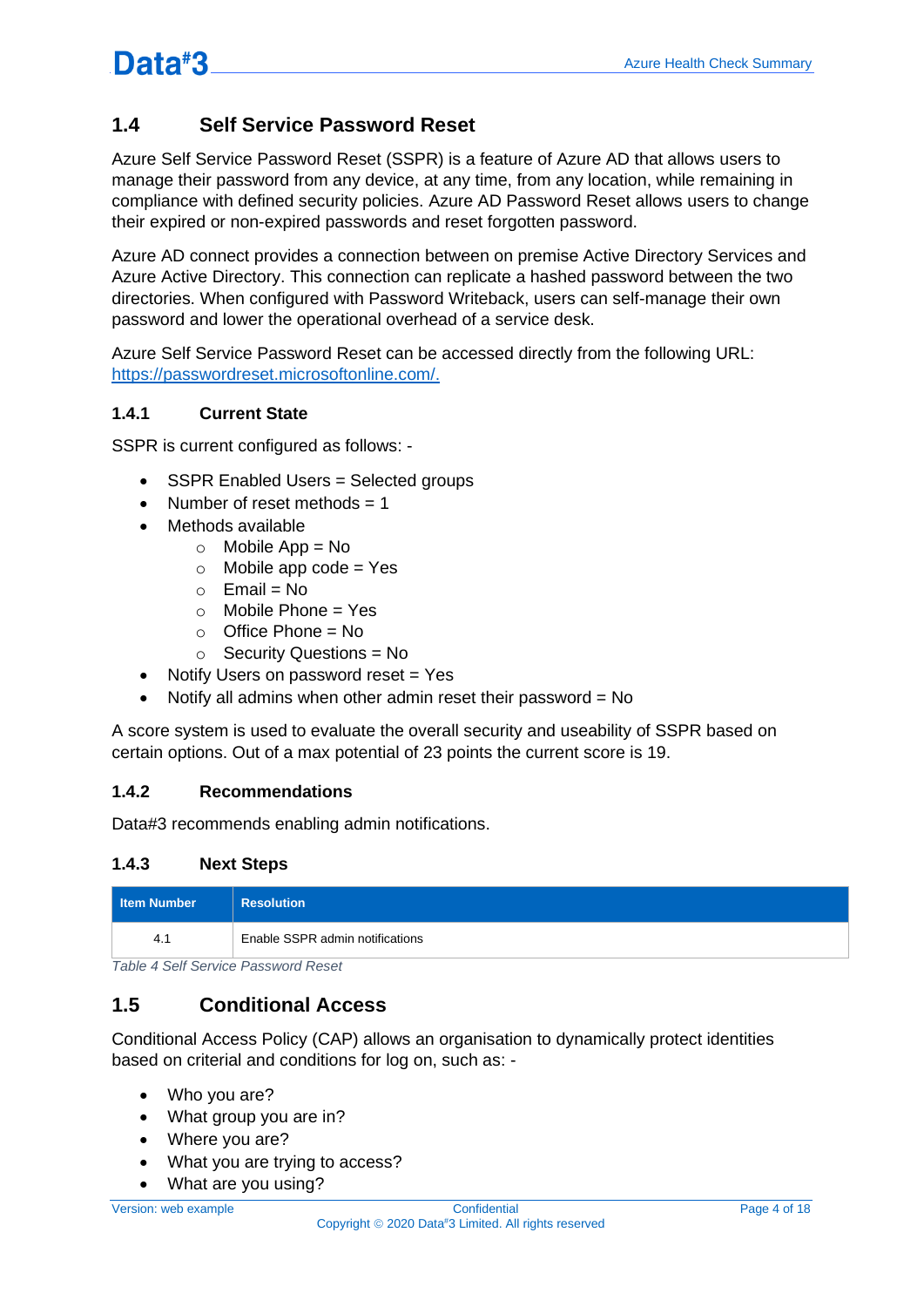## 1.4 Self Service Password Reset

Azure Self Service Password Reset (SSPR) is a feature of Azure AD that allows users to manage their password from any device, at any time, from any location, while remaining in compliance with defined security policies. Azure AD Password Reset allows users to change their expired or non-expired passwords and reset forgotten password.

Azure AD connect provides a connection between on premise Active Directory Services and Azure Active Directory. This connection can replicate a hashed password between the two directories. When configured with Password Writeback, users can self-manage their own password and lower the operational overhead of a service desk.

Azure Self Service Password Reset can be accessed directly from the following URL: https://passwordreset.microsoftonline.com/.

### 1.4.1 Current State

SSPR is current configured as follows: -

- SSPR Enabled Users = Selected groups
- Number of reset methods = 1
- Methods available
  - Mobile App = No
  - Mobile app code = Yes
  - Email = No
  - Mobile Phone = Yes
  - Office Phone = No
  - Security Questions = No
- Notify Users on password reset = Yes
- Notify all admins when other admin reset their password = No

A score system is used to evaluate the overall security and useability of SSPR based on certain options. Out of a max potential of 23 points the current score is 19.

### 1.4.2 Recommendations

Data#3 recommends enabling admin notifications.

### 1.4.3 Next Steps

| Item Number | Resolution |
|---|---|
| 4.1 | Enable SSPR admin notifications |

*Table 4 Self Service Password Reset*

## 1.5 Conditional Access

Conditional Access Policy (CAP) allows an organisation to dynamically protect identities based on criterial and conditions for log on, such as: -

- Who you are?
- What group you are in?
- Where you are?
- What you are trying to access?
- What are you using?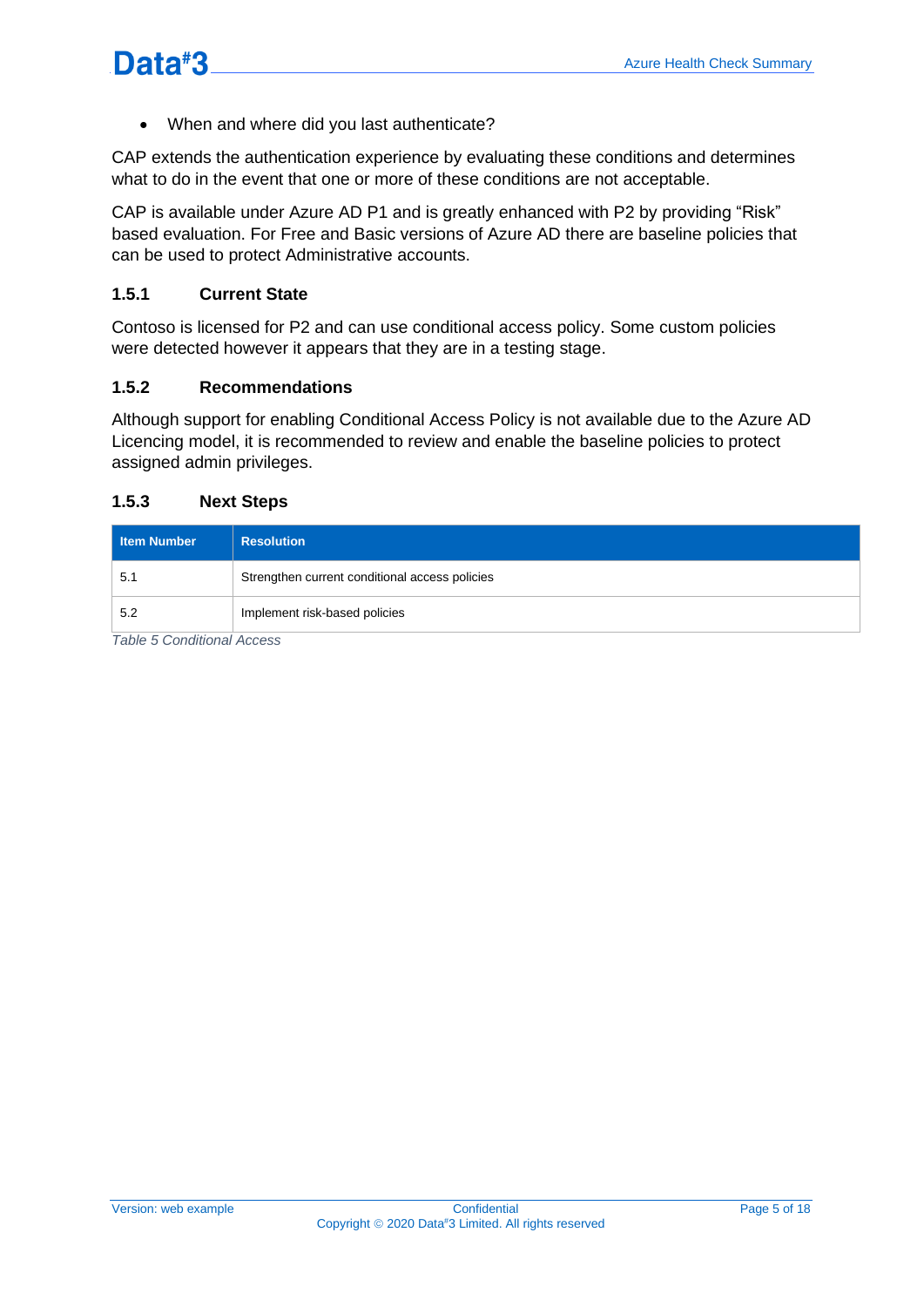- When and where did you last authenticate?

CAP extends the authentication experience by evaluating these conditions and determines what to do in the event that one or more of these conditions are not acceptable.

CAP is available under Azure AD P1 and is greatly enhanced with P2 by providing "Risk" based evaluation. For Free and Basic versions of Azure AD there are baseline policies that can be used to protect Administrative accounts.

### 1.5.1 Current State

Contoso is licensed for P2 and can use conditional access policy. Some custom policies were detected however it appears that they are in a testing stage.

### 1.5.2 Recommendations

Although support for enabling Conditional Access Policy is not available due to the Azure AD Licencing model, it is recommended to review and enable the baseline policies to protect assigned admin privileges.

### 1.5.3 Next Steps

| Item Number | Resolution |
|---|---|
| 5.1 | Strengthen current conditional access policies |
| 5.2 | Implement risk-based policies |

*Table 5 Conditional Access*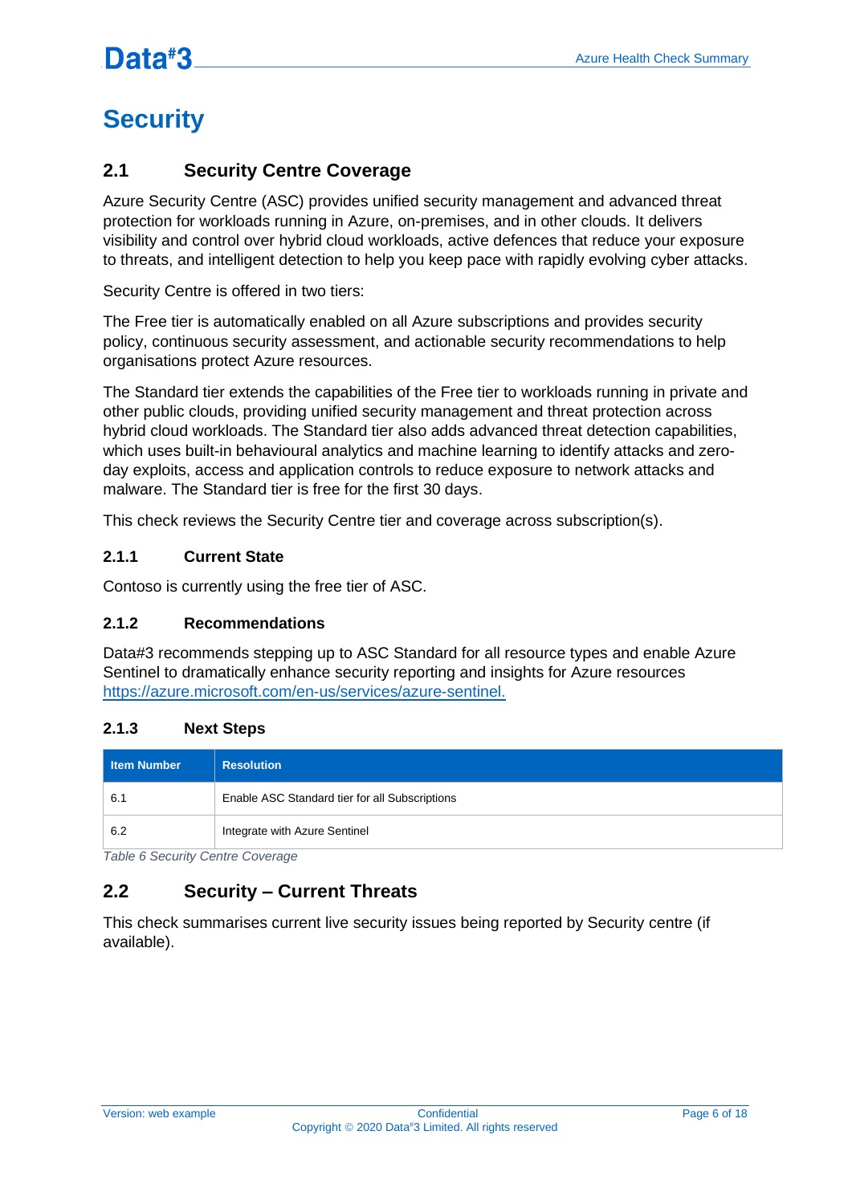# Security

## 2.1 Security Centre Coverage

Azure Security Centre (ASC) provides unified security management and advanced threat protection for workloads running in Azure, on-premises, and in other clouds. It delivers visibility and control over hybrid cloud workloads, active defences that reduce your exposure to threats, and intelligent detection to help you keep pace with rapidly evolving cyber attacks.

Security Centre is offered in two tiers:

The Free tier is automatically enabled on all Azure subscriptions and provides security policy, continuous security assessment, and actionable security recommendations to help organisations protect Azure resources.

The Standard tier extends the capabilities of the Free tier to workloads running in private and other public clouds, providing unified security management and threat protection across hybrid cloud workloads. The Standard tier also adds advanced threat detection capabilities, which uses built-in behavioural analytics and machine learning to identify attacks and zero-day exploits, access and application controls to reduce exposure to network attacks and malware. The Standard tier is free for the first 30 days.

This check reviews the Security Centre tier and coverage across subscription(s).

### 2.1.1 Current State

Contoso is currently using the free tier of ASC.

### 2.1.2 Recommendations

Data#3 recommends stepping up to ASC Standard for all resource types and enable Azure Sentinel to dramatically enhance security reporting and insights for Azure resources https://azure.microsoft.com/en-us/services/azure-sentinel.

### 2.1.3 Next Steps

| Item Number | Resolution |
| --- | --- |
| 6.1 | Enable ASC Standard tier for all Subscriptions |
| 6.2 | Integrate with Azure Sentinel |

*Table 6 Security Centre Coverage*

## 2.2 Security – Current Threats

This check summarises current live security issues being reported by Security centre (if available).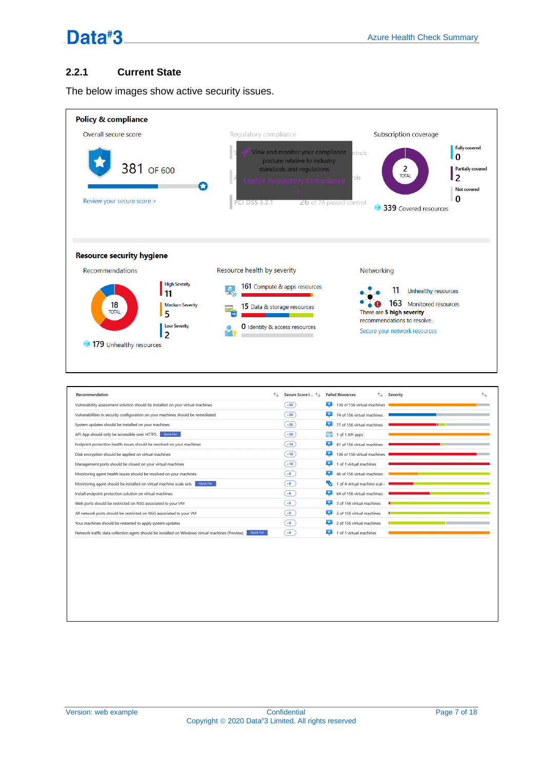### 2.2.1 Current State

The below images show active security issues.

**Policy & compliance**

Overall secure score

381 OF 600

Review your secure score >

Regulatory compliance

View and monitor your compliance posture relative to industry standards and regulations

Enable Regulatory Compliance

PCI DSS 3.2.1 — 26 of 26 passed control

Subscription coverage

2 TOTAL

Fully covered 0

Partially covered 2

Not covered 0

339 Covered resources

**Resource security hygiene**

Recommendations

18 TOTAL

High Severity 11

Medium Severity 5

Low Severity 2

179 Unhealthy resources

Resource health by severity

161 Compute & apps resources

15 Data & storage resources

0 Identity & access resources

Networking

11 Unhealthy resources

163 Monitored resources

There are 5 **high severity** recommendations to resolve.

Secure your network resources

| Recommendation | Secure Score I... | Failed Resources | Severity |
|---|---|---|---|
| Vulnerability assessment solution should be installed on your virtual machines | +30 | 136 of 156 virtual machines | |
| Vulnerabilities in security configuration on your machines should be remediated | +30 | 74 of 156 virtual machines | |
| System updates should be installed on your machines | +26 | 77 of 156 virtual machines | |
| API App should only be accessible over HTTPS (Quick Fix!) | +20 | 1 of 1 API apps | |
| Endpoint protection health issues should be resolved on your machines | +14 | 81 of 156 virtual machines | |
| Disk encryption should be applied on virtual machines | +10 | 136 of 156 virtual machines | |
| Management ports should be closed on your virtual machines | +10 | 1 of 1 virtual machines | |
| Monitoring agent health issues should be resolved on your machines | +9 | 46 of 156 virtual machines | |
| Monitoring agent should be installed on virtual machine scale sets (Quick Fix!) | +8 | 1 of 4 virtual machine scal... | |
| Install endpoint protection solution on virtual machines | +6 | 64 of 156 virtual machines | |
| Web ports should be restricted on NSG associated to your VM | +0 | 3 of 156 virtual machines | |
| All network ports should be restricted on NSG associated to your VM | +0 | 2 of 156 virtual machines | |
| Your machines should be restarted to apply system updates | +0 | 2 of 156 virtual machines | |
| Network traffic data collection agent should be installed on Windows virtual machines (Preview) (Quick Fix!) | +0 | 1 of 1 virtual machines | |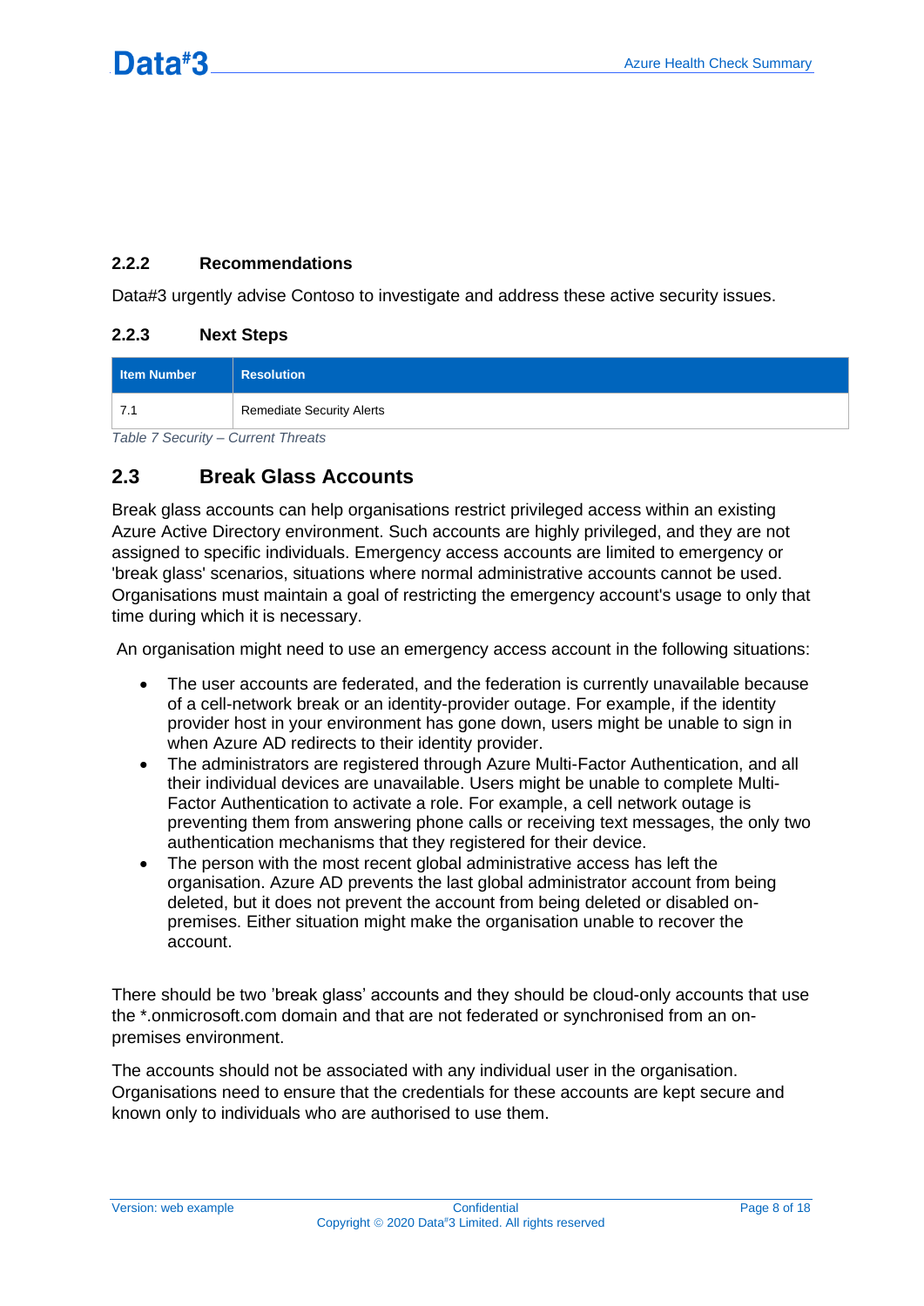### 2.2.2 Recommendations

Data#3 urgently advise Contoso to investigate and address these active security issues.

### 2.2.3 Next Steps

| Item Number | Resolution |
| --- | --- |
| 7.1 | Remediate Security Alerts |

*Table 7 Security – Current Threats*

## 2.3 Break Glass Accounts

Break glass accounts can help organisations restrict privileged access within an existing Azure Active Directory environment. Such accounts are highly privileged, and they are not assigned to specific individuals. Emergency access accounts are limited to emergency or 'break glass' scenarios, situations where normal administrative accounts cannot be used. Organisations must maintain a goal of restricting the emergency account's usage to only that time during which it is necessary.

An organisation might need to use an emergency access account in the following situations:

- The user accounts are federated, and the federation is currently unavailable because of a cell-network break or an identity-provider outage. For example, if the identity provider host in your environment has gone down, users might be unable to sign in when Azure AD redirects to their identity provider.
- The administrators are registered through Azure Multi-Factor Authentication, and all their individual devices are unavailable. Users might be unable to complete Multi-Factor Authentication to activate a role. For example, a cell network outage is preventing them from answering phone calls or receiving text messages, the only two authentication mechanisms that they registered for their device.
- The person with the most recent global administrative access has left the organisation. Azure AD prevents the last global administrator account from being deleted, but it does not prevent the account from being deleted or disabled on-premises. Either situation might make the organisation unable to recover the account.

There should be two 'break glass' accounts and they should be cloud-only accounts that use the *.onmicrosoft.com domain and that are not federated or synchronised from an on-premises environment.

The accounts should not be associated with any individual user in the organisation. Organisations need to ensure that the credentials for these accounts are kept secure and known only to individuals who are authorised to use them.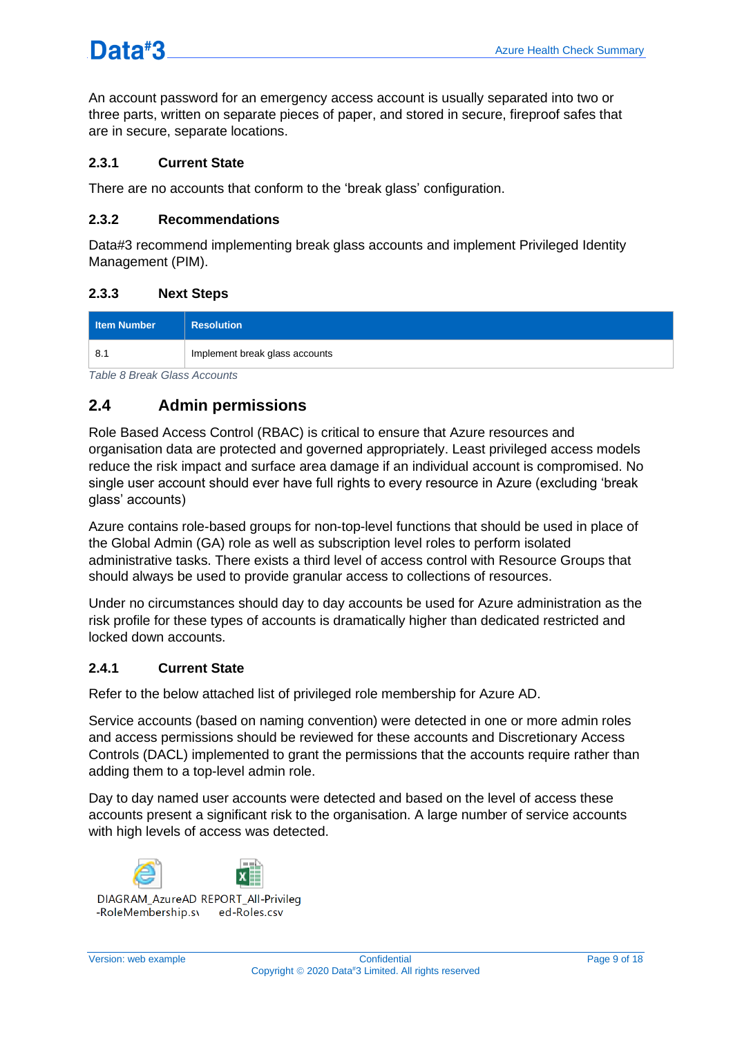An account password for an emergency access account is usually separated into two or three parts, written on separate pieces of paper, and stored in secure, fireproof safes that are in secure, separate locations.

### 2.3.1 Current State

There are no accounts that conform to the 'break glass' configuration.

### 2.3.2 Recommendations

Data#3 recommend implementing break glass accounts and implement Privileged Identity Management (PIM).

### 2.3.3 Next Steps

| Item Number | Resolution |
|---|---|
| 8.1 | Implement break glass accounts |

*Table 8 Break Glass Accounts*

## 2.4 Admin permissions

Role Based Access Control (RBAC) is critical to ensure that Azure resources and organisation data are protected and governed appropriately. Least privileged access models reduce the risk impact and surface area damage if an individual account is compromised. No single user account should ever have full rights to every resource in Azure (excluding 'break glass' accounts)

Azure contains role-based groups for non-top-level functions that should be used in place of the Global Admin (GA) role as well as subscription level roles to perform isolated administrative tasks. There exists a third level of access control with Resource Groups that should always be used to provide granular access to collections of resources.

Under no circumstances should day to day accounts be used for Azure administration as the risk profile for these types of accounts is dramatically higher than dedicated restricted and locked down accounts.

### 2.4.1 Current State

Refer to the below attached list of privileged role membership for Azure AD.

Service accounts (based on naming convention) were detected in one or more admin roles and access permissions should be reviewed for these accounts and Discretionary Access Controls (DACL) implemented to grant the permissions that the accounts require rather than adding them to a top-level admin role.

Day to day named user accounts were detected and based on the level of access these accounts present a significant risk to the organisation. A large number of service accounts with high levels of access was detected.

DIAGRAM_AzureAD-RoleMembership.s\ REPORT_All-Privileged-Roles.csv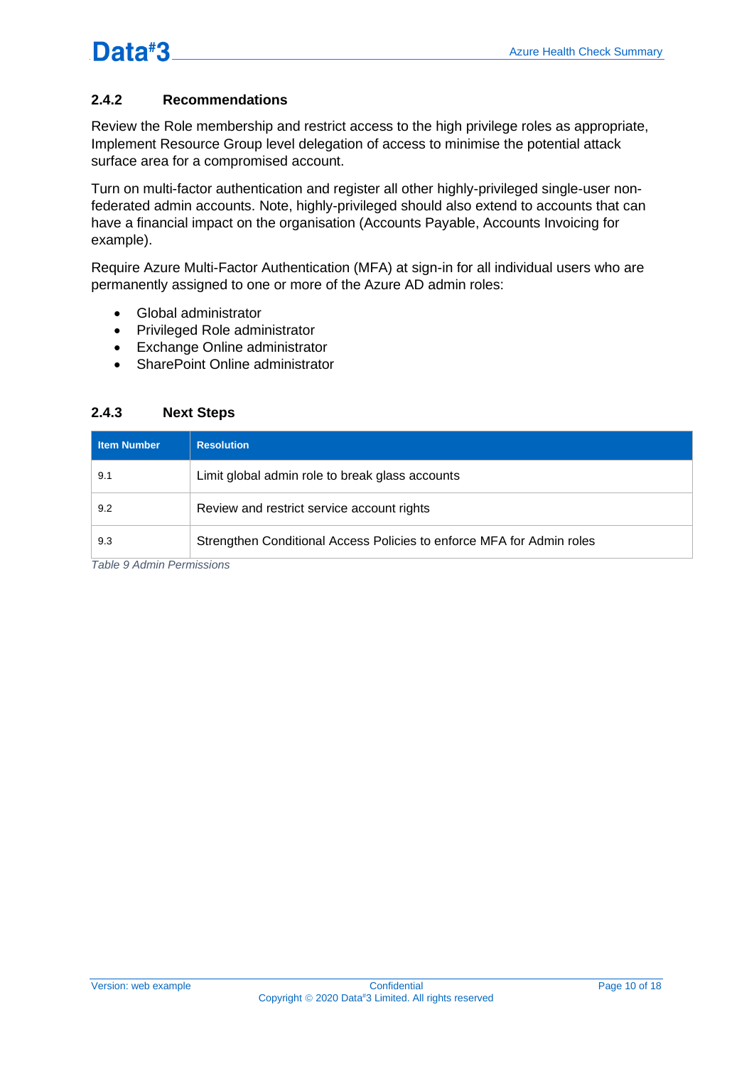### 2.4.2 Recommendations

Review the Role membership and restrict access to the high privilege roles as appropriate, Implement Resource Group level delegation of access to minimise the potential attack surface area for a compromised account.

Turn on multi-factor authentication and register all other highly-privileged single-user non-federated admin accounts. Note, highly-privileged should also extend to accounts that can have a financial impact on the organisation (Accounts Payable, Accounts Invoicing for example).

Require Azure Multi-Factor Authentication (MFA) at sign-in for all individual users who are permanently assigned to one or more of the Azure AD admin roles:

- Global administrator
- Privileged Role administrator
- Exchange Online administrator
- SharePoint Online administrator

### 2.4.3 Next Steps

| Item Number | Resolution |
|---|---|
| 9.1 | Limit global admin role to break glass accounts |
| 9.2 | Review and restrict service account rights |
| 9.3 | Strengthen Conditional Access Policies to enforce MFA for Admin roles |

*Table 9 Admin Permissions*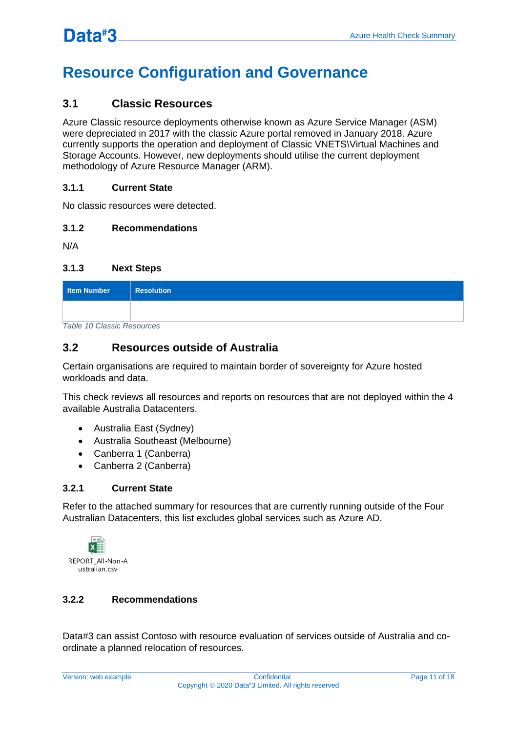# Resource Configuration and Governance

## 3.1 Classic Resources

Azure Classic resource deployments otherwise known as Azure Service Manager (ASM) were depreciated in 2017 with the classic Azure portal removed in January 2018. Azure currently supports the operation and deployment of Classic VNETS\Virtual Machines and Storage Accounts. However, new deployments should utilise the current deployment methodology of Azure Resource Manager (ARM).

### 3.1.1 Current State

No classic resources were detected.

### 3.1.2 Recommendations

N/A

### 3.1.3 Next Steps

| Item Number | Resolution |
|---|---|
| | |

*Table 10 Classic Resources*

## 3.2 Resources outside of Australia

Certain organisations are required to maintain border of sovereignty for Azure hosted workloads and data.

This check reviews all resources and reports on resources that are not deployed within the 4 available Australia Datacenters.

- Australia East (Sydney)
- Australia Southeast (Melbourne)
- Canberra 1 (Canberra)
- Canberra 2 (Canberra)

### 3.2.1 Current State

Refer to the attached summary for resources that are currently running outside of the Four Australian Datacenters, this list excludes global services such as Azure AD.

REPORT_All-Non-Australian.csv

### 3.2.2 Recommendations

Data#3 can assist Contoso with resource evaluation of services outside of Australia and co-ordinate a planned relocation of resources.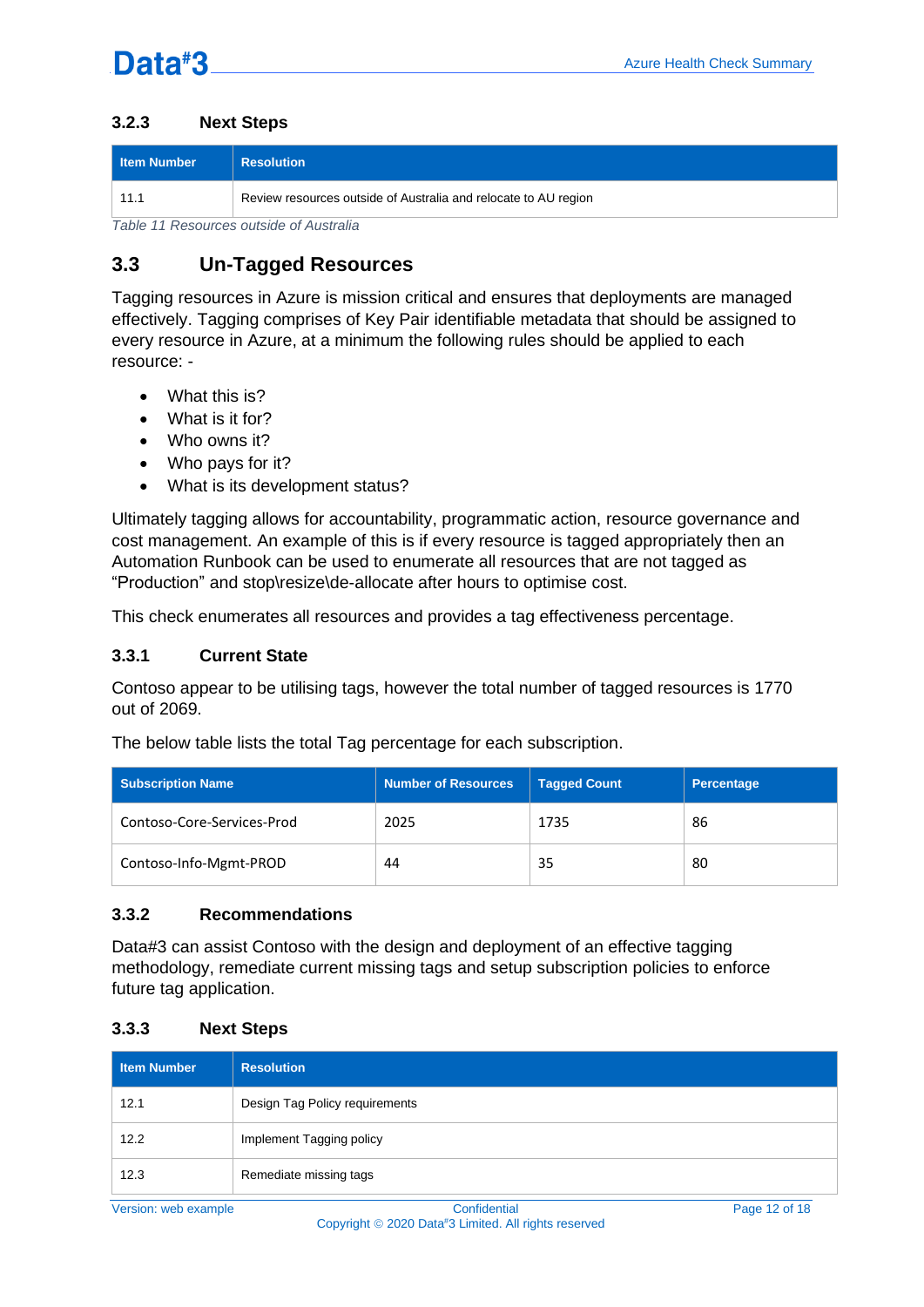### 3.2.3 Next Steps

| Item Number | Resolution |
| --- | --- |
| 11.1 | Review resources outside of Australia and relocate to AU region |

*Table 11 Resources outside of Australia*

## 3.3 Un-Tagged Resources

Tagging resources in Azure is mission critical and ensures that deployments are managed effectively. Tagging comprises of Key Pair identifiable metadata that should be assigned to every resource in Azure, at a minimum the following rules should be applied to each resource: -

- What this is?
- What is it for?
- Who owns it?
- Who pays for it?
- What is its development status?

Ultimately tagging allows for accountability, programmatic action, resource governance and cost management. An example of this is if every resource is tagged appropriately then an Automation Runbook can be used to enumerate all resources that are not tagged as "Production" and stop\resize\de-allocate after hours to optimise cost.

This check enumerates all resources and provides a tag effectiveness percentage.

### 3.3.1 Current State

Contoso appear to be utilising tags, however the total number of tagged resources is 1770 out of 2069.

The below table lists the total Tag percentage for each subscription.

| Subscription Name | Number of Resources | Tagged Count | Percentage |
| --- | --- | --- | --- |
| Contoso-Core-Services-Prod | 2025 | 1735 | 86 |
| Contoso-Info-Mgmt-PROD | 44 | 35 | 80 |

### 3.3.2 Recommendations

Data#3 can assist Contoso with the design and deployment of an effective tagging methodology, remediate current missing tags and setup subscription policies to enforce future tag application.

### 3.3.3 Next Steps

| Item Number | Resolution |
| --- | --- |
| 12.1 | Design Tag Policy requirements |
| 12.2 | Implement Tagging policy |
| 12.3 | Remediate missing tags |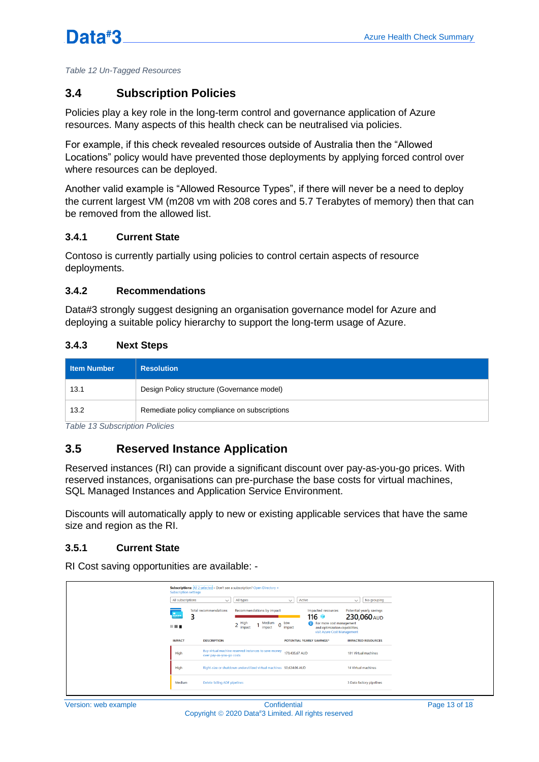*Table 12 Un-Tagged Resources*

## 3.4 Subscription Policies

Policies play a key role in the long-term control and governance application of Azure resources. Many aspects of this health check can be neutralised via policies.

For example, if this check revealed resources outside of Australia then the “Allowed Locations” policy would have prevented those deployments by applying forced control over where resources can be deployed.

Another valid example is “Allowed Resource Types”, if there will never be a need to deploy the current largest VM (m208 vm with 208 cores and 5.7 Terabytes of memory) then that can be removed from the allowed list.

### 3.4.1 Current State

Contoso is currently partially using policies to control certain aspects of resource deployments.

### 3.4.2 Recommendations

Data#3 strongly suggest designing an organisation governance model for Azure and deploying a suitable policy hierarchy to support the long-term usage of Azure.

### 3.4.3 Next Steps

| Item Number | Resolution |
|---|---|
| 13.1 | Design Policy structure (Governance model) |
| 13.2 | Remediate policy compliance on subscriptions |

*Table 13 Subscription Policies*

## 3.5 Reserved Instance Application

Reserved instances (RI) can provide a significant discount over pay-as-you-go prices. With reserved instances, organisations can pre-purchase the base costs for virtual machines, SQL Managed Instances and Application Service Environment.

Discounts will automatically apply to new or existing applicable services that have the same size and region as the RI.

### 3.5.1 Current State

RI Cost saving opportunities are available: -

Subscriptions: All 2 selected – Don't see a subscription? Open Directory + Subscription settings

All subscriptions | All types | Active | No grouping

Total recommendations: 3

Recommendations by impact: 2 High impact, 1 Medium impact, 0 Low impact

Impacted resources: 116

Potential yearly savings: 230,060 AUD

For more cost management and optimization capabilities, visit Azure Cost Management

| IMPACT | DESCRIPTION | POTENTIAL YEARLY SAVINGS* | IMPACTED RESOURCES |
|---|---|---|---|
| High | Buy virtual machine reserved instances to save money over pay-as-you-go costs | 179,435.67 AUD | 101 Virtual machines |
| High | Right-size or shutdown underutilized virtual machines | 50,624.06 AUD | 14 Virtual machines |
| Medium | Delete failing ADF pipelines | | 3 Data factory pipelines |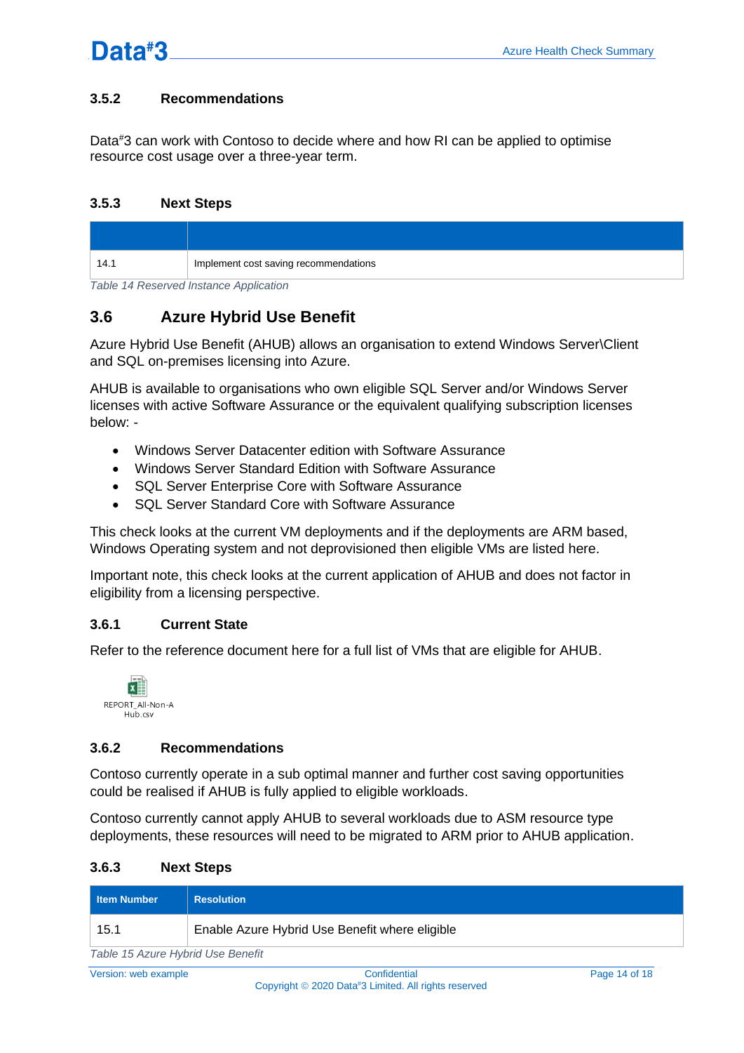### 3.5.2 Recommendations

Data#3 can work with Contoso to decide where and how RI can be applied to optimise resource cost usage over a three-year term.

### 3.5.3 Next Steps

| | |
|---|---|
| 14.1 | Implement cost saving recommendations |

*Table 14 Reserved Instance Application*

## 3.6 Azure Hybrid Use Benefit

Azure Hybrid Use Benefit (AHUB) allows an organisation to extend Windows Server\Client and SQL on-premises licensing into Azure.

AHUB is available to organisations who own eligible SQL Server and/or Windows Server licenses with active Software Assurance or the equivalent qualifying subscription licenses below: -

- Windows Server Datacenter edition with Software Assurance
- Windows Server Standard Edition with Software Assurance
- SQL Server Enterprise Core with Software Assurance
- SQL Server Standard Core with Software Assurance

This check looks at the current VM deployments and if the deployments are ARM based, Windows Operating system and not deprovisioned then eligible VMs are listed here.

Important note, this check looks at the current application of AHUB and does not factor in eligibility from a licensing perspective.

### 3.6.1 Current State

Refer to the reference document here for a full list of VMs that are eligible for AHUB.

REPORT_All-Non-AHub.csv

### 3.6.2 Recommendations

Contoso currently operate in a sub optimal manner and further cost saving opportunities could be realised if AHUB is fully applied to eligible workloads.

Contoso currently cannot apply AHUB to several workloads due to ASM resource type deployments, these resources will need to be migrated to ARM prior to AHUB application.

### 3.6.3 Next Steps

| Item Number | Resolution |
|---|---|
| 15.1 | Enable Azure Hybrid Use Benefit where eligible |

*Table 15 Azure Hybrid Use Benefit*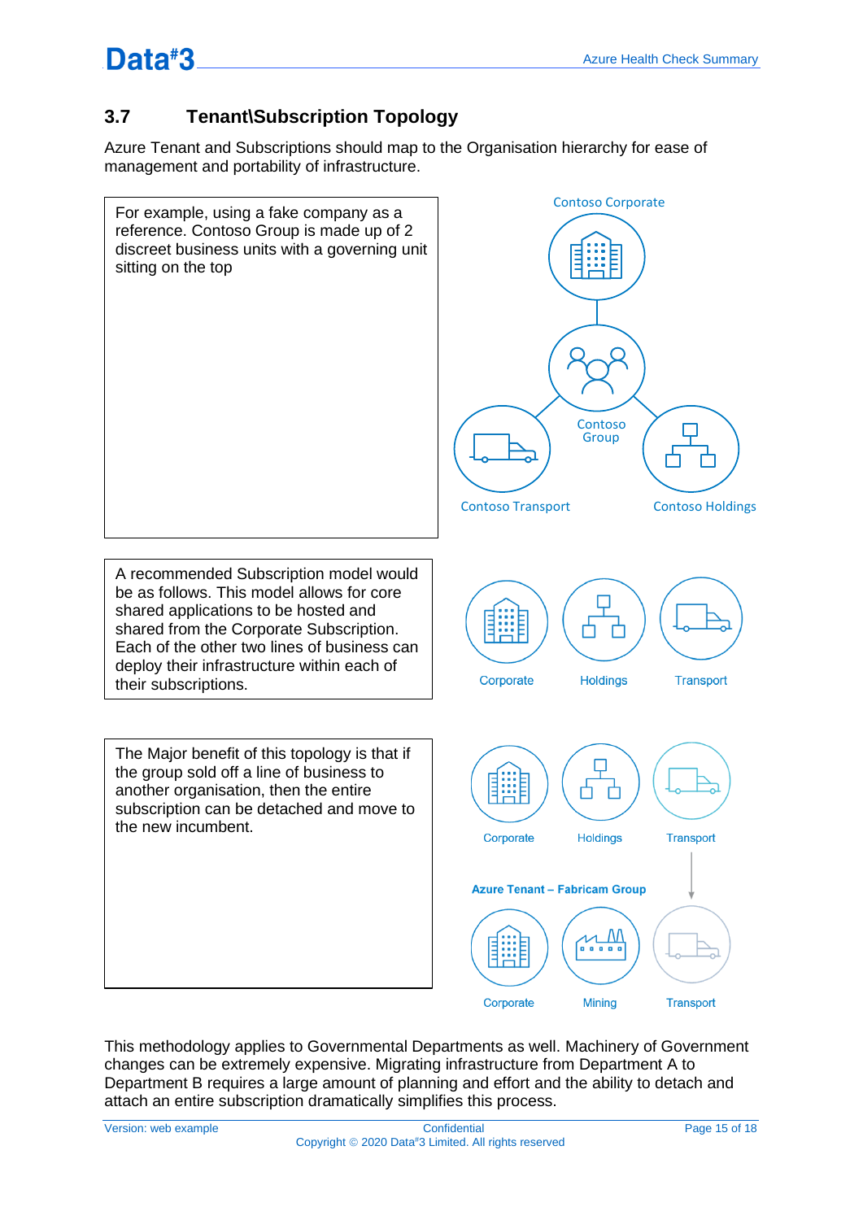## 3.7 Tenant\Subscription Topology

Azure Tenant and Subscriptions should map to the Organisation hierarchy for ease of management and portability of infrastructure.

For example, using a fake company as a reference. Contoso Group is made up of 2 discreet business units with a governing unit sitting on the top

Contoso Corporate

Contoso Group

Contoso Transport

Contoso Holdings

A recommended Subscription model would be as follows. This model allows for core shared applications to be hosted and shared from the Corporate Subscription. Each of the other two lines of business can deploy their infrastructure within each of their subscriptions.

Corporate

Holdings

Transport

The Major benefit of this topology is that if the group sold off a line of business to another organisation, then the entire subscription can be detached and move to the new incumbent.

Corporate

Holdings

Transport

**Azure Tenant – Fabricam Group**

Corporate

Mining

Transport

This methodology applies to Governmental Departments as well. Machinery of Government changes can be extremely expensive. Migrating infrastructure from Department A to Department B requires a large amount of planning and effort and the ability to detach and attach an entire subscription dramatically simplifies this process.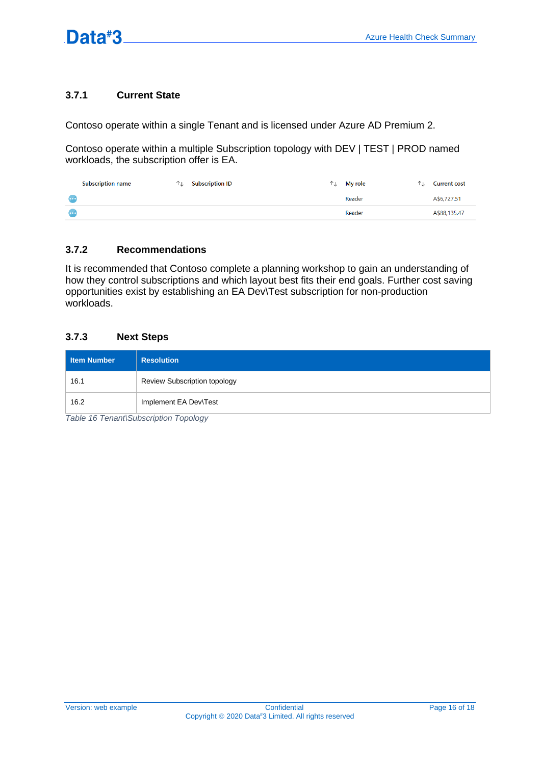### 3.7.1 Current State

Contoso operate within a single Tenant and is licensed under Azure AD Premium 2.

Contoso operate within a multiple Subscription topology with DEV | TEST | PROD named workloads, the subscription offer is EA.

| Subscription name | Subscription ID | My role | Current cost |
|---|---|---|---|
| | | Reader | A$6,727.51 |
| | | Reader | A$88,135.47 |

### 3.7.2 Recommendations

It is recommended that Contoso complete a planning workshop to gain an understanding of how they control subscriptions and which layout best fits their end goals. Further cost saving opportunities exist by establishing an EA Dev\Test subscription for non-production workloads.

### 3.7.3 Next Steps

| Item Number | Resolution |
|---|---|
| 16.1 | Review Subscription topology |
| 16.2 | Implement EA Dev\Test |

*Table 16 Tenant\Subscription Topology*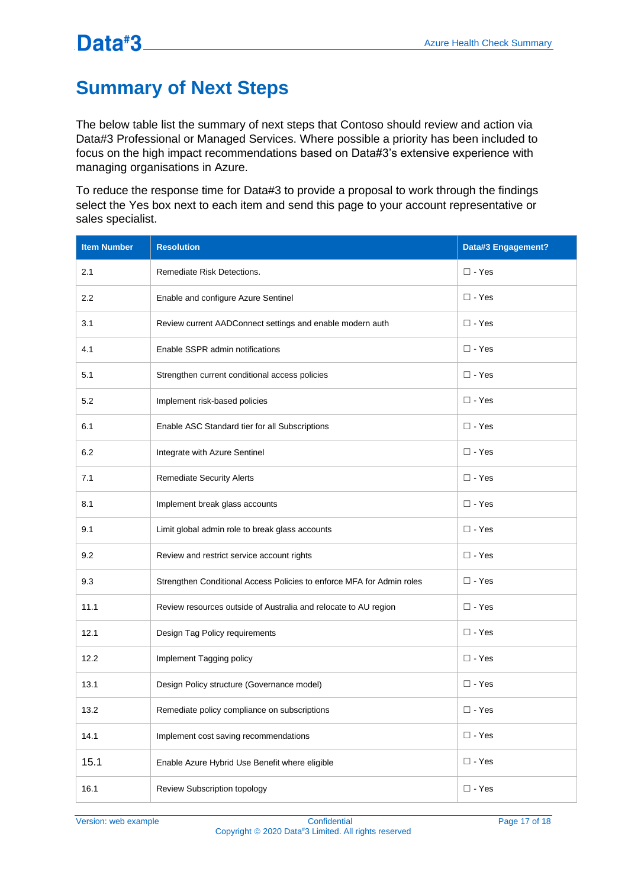# Summary of Next Steps

The below table list the summary of next steps that Contoso should review and action via Data#3 Professional or Managed Services. Where possible a priority has been included to focus on the high impact recommendations based on Data#3's extensive experience with managing organisations in Azure.

To reduce the response time for Data#3 to provide a proposal to work through the findings select the Yes box next to each item and send this page to your account representative or sales specialist.

| Item Number | Resolution | Data#3 Engagement? |
| --- | --- | --- |
| 2.1 | Remediate Risk Detections. | ☐ - Yes |
| 2.2 | Enable and configure Azure Sentinel | ☐ - Yes |
| 3.1 | Review current AADConnect settings and enable modern auth | ☐ - Yes |
| 4.1 | Enable SSPR admin notifications | ☐ - Yes |
| 5.1 | Strengthen current conditional access policies | ☐ - Yes |
| 5.2 | Implement risk-based policies | ☐ - Yes |
| 6.1 | Enable ASC Standard tier for all Subscriptions | ☐ - Yes |
| 6.2 | Integrate with Azure Sentinel | ☐ - Yes |
| 7.1 | Remediate Security Alerts | ☐ - Yes |
| 8.1 | Implement break glass accounts | ☐ - Yes |
| 9.1 | Limit global admin role to break glass accounts | ☐ - Yes |
| 9.2 | Review and restrict service account rights | ☐ - Yes |
| 9.3 | Strengthen Conditional Access Policies to enforce MFA for Admin roles | ☐ - Yes |
| 11.1 | Review resources outside of Australia and relocate to AU region | ☐ - Yes |
| 12.1 | Design Tag Policy requirements | ☐ - Yes |
| 12.2 | Implement Tagging policy | ☐ - Yes |
| 13.1 | Design Policy structure (Governance model) | ☐ - Yes |
| 13.2 | Remediate policy compliance on subscriptions | ☐ - Yes |
| 14.1 | Implement cost saving recommendations | ☐ - Yes |
| 15.1 | Enable Azure Hybrid Use Benefit where eligible | ☐ - Yes |
| 16.1 | Review Subscription topology | ☐ - Yes |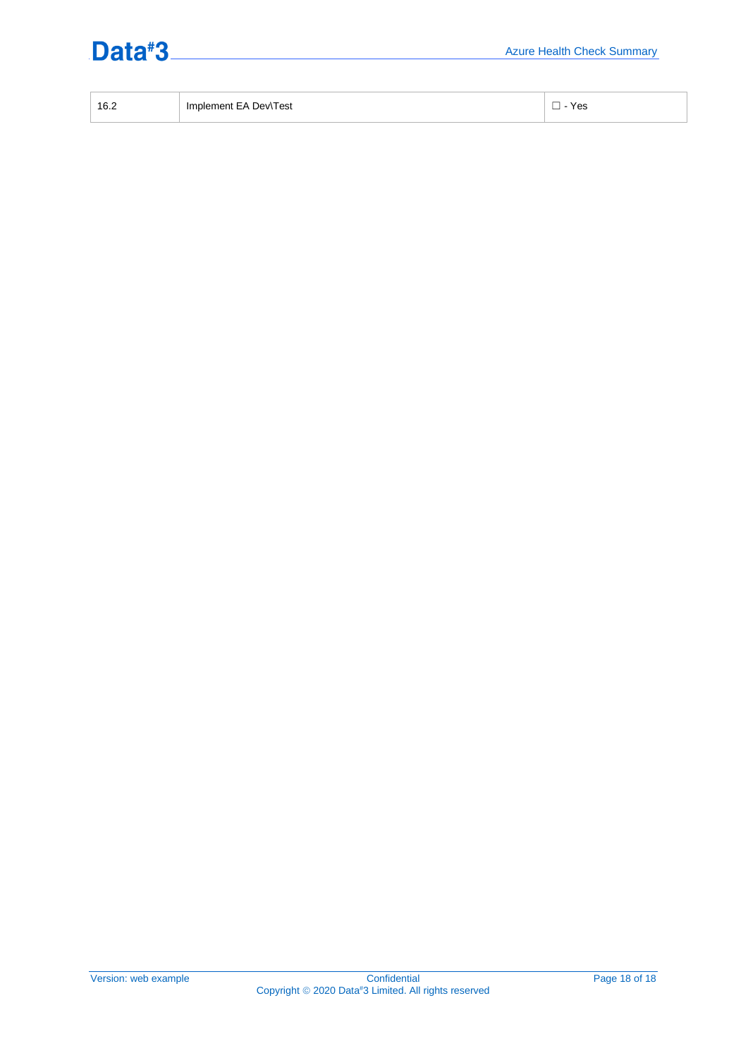| | | |
|---|---|---|
| 16.2 | Implement EA Dev\Test | ☐ - Yes |